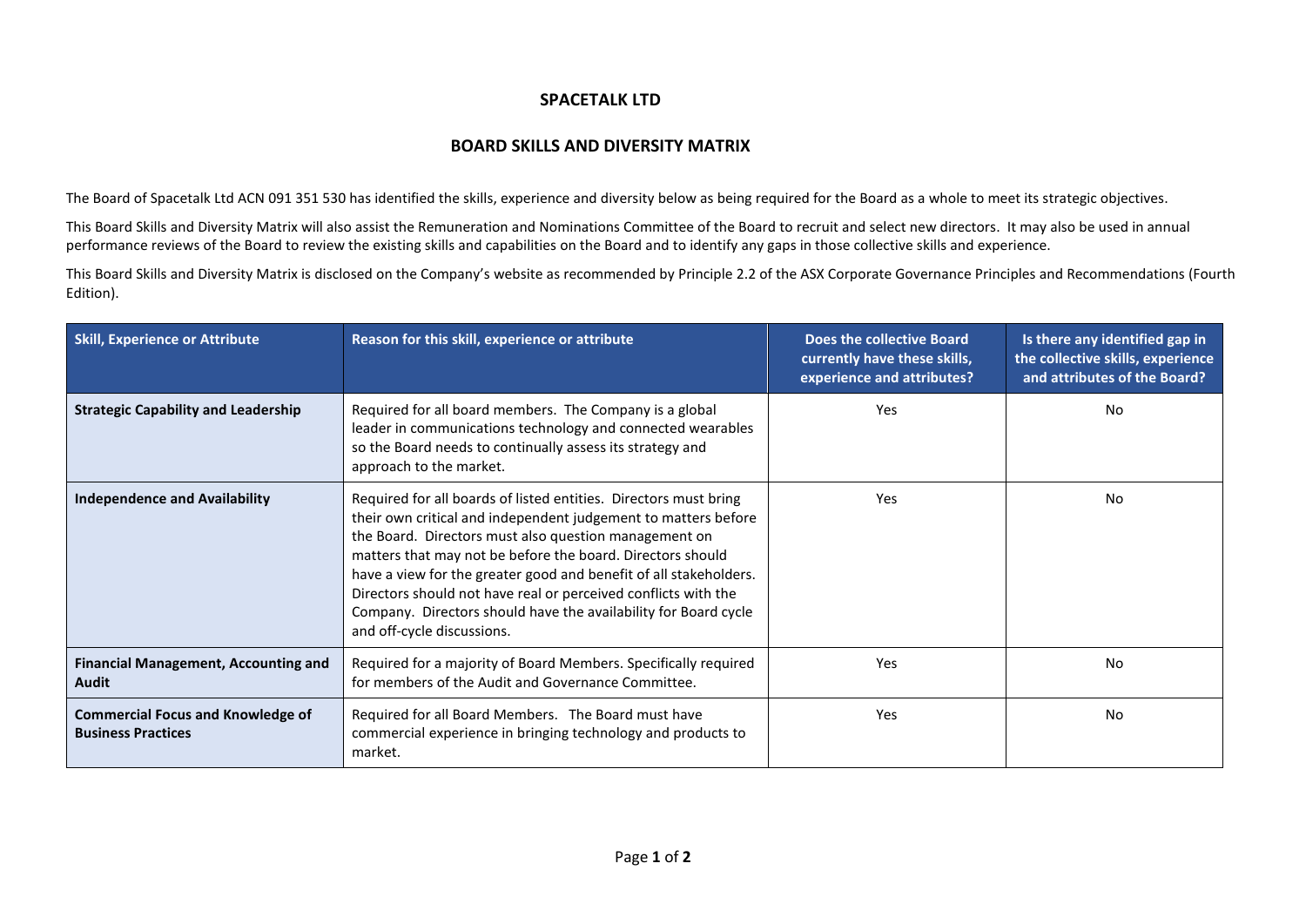# SPACETALK LTD

## BOARD SKILLS AND DIVERSITY MATRIX

The Board of Spacetalk Ltd ACN 091 351 530 has identified the skills, experience and diversity below as being required for the Board as a whole to meet its strategic objectives.

This Board Skills and Diversity Matrix will also assist the Remuneration and Nominations Committee of the Board to recruit and select new directors. It may also be used in annual performance reviews of the Board to review the existing skills and capabilities on the Board and to identify any gaps in those collective skills and experience.

This Board Skills and Diversity Matrix is disclosed on the Company's website as recommended by Principle 2.2 of the ASX Corporate Governance Principles and Recommendations (Fourth Edition).

| Skill, Experience or Attribute | Reason for this skill, experience or attribute | Does the collective Board currently have these skills, experience and attributes? | Is there any identified gap in the collective skills, experience and attributes of the Board? |
|---|---|---|---|
| **Strategic Capability and Leadership** | Required for all board members. The Company is a global leader in communications technology and connected wearables so the Board needs to continually assess its strategy and approach to the market. | Yes | No |
| **Independence and Availability** | Required for all boards of listed entities. Directors must bring their own critical and independent judgement to matters before the Board. Directors must also question management on matters that may not be before the board. Directors should have a view for the greater good and benefit of all stakeholders. Directors should not have real or perceived conflicts with the Company. Directors should have the availability for Board cycle and off-cycle discussions. | Yes | No |
| **Financial Management, Accounting and Audit** | Required for a majority of Board Members. Specifically required for members of the Audit and Governance Committee. | Yes | No |
| **Commercial Focus and Knowledge of Business Practices** | Required for all Board Members. The Board must have commercial experience in bringing technology and products to market. | Yes | No |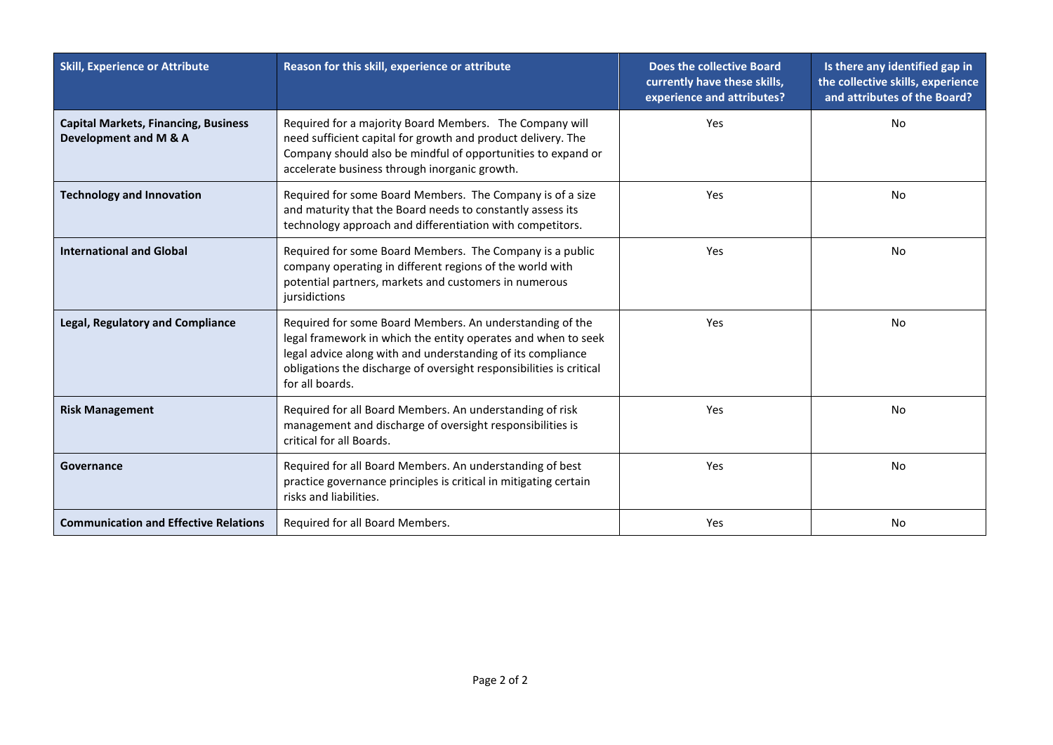| Skill, Experience or Attribute | Reason for this skill, experience or attribute | Does the collective Board currently have these skills, experience and attributes? | Is there any identified gap in the collective skills, experience and attributes of the Board? |
|---|---|---|---|
| **Capital Markets, Financing, Business Development and M & A** | Required for a majority Board Members. The Company will need sufficient capital for growth and product delivery. The Company should also be mindful of opportunities to expand or accelerate business through inorganic growth. | Yes | No |
| **Technology and Innovation** | Required for some Board Members. The Company is of a size and maturity that the Board needs to constantly assess its technology approach and differentiation with competitors. | Yes | No |
| **International and Global** | Required for some Board Members. The Company is a public company operating in different regions of the world with potential partners, markets and customers in numerous jursidictions | Yes | No |
| **Legal, Regulatory and Compliance** | Required for some Board Members. An understanding of the legal framework in which the entity operates and when to seek legal advice along with and understanding of its compliance obligations the discharge of oversight responsibilities is critical for all boards. | Yes | No |
| **Risk Management** | Required for all Board Members. An understanding of risk management and discharge of oversight responsibilities is critical for all Boards. | Yes | No |
| **Governance** | Required for all Board Members. An understanding of best practice governance principles is critical in mitigating certain risks and liabilities. | Yes | No |
| **Communication and Effective Relations** | Required for all Board Members. | Yes | No |